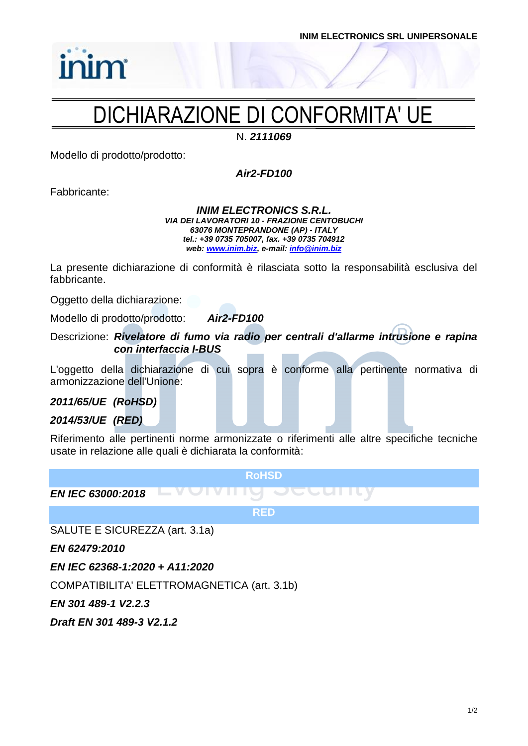INIM ELECTRONICS SRL UNIPERSONALE

# DICHIARAZIONE DI CONFORMITA' UE

N. ***2111069***

Modello di prodotto/prodotto:

***Air2-FD100***

Fabbricante:

***INIM ELECTRONICS S.R.L.***
***VIA DEI LAVORATORI 10 - FRAZIONE CENTOBUCHI***
***63076 MONTEPRANDONE (AP) - ITALY***
***tel.: +39 0735 705007, fax. +39 0735 704912***
***web: www.inim.biz, e-mail: info@inim.biz***

La presente dichiarazione di conformità è rilasciata sotto la responsabilità esclusiva del fabbricante.

Oggetto della dichiarazione:

Modello di prodotto/prodotto: ***Air2-FD100***

Descrizione: ***Rivelatore di fumo via radio per centrali d'allarme intrusione e rapina con interfaccia I-BUS***

L'oggetto della dichiarazione di cui sopra è conforme alla pertinente normativa di armonizzazione dell'Unione:

***2011/65/UE (RoHSD)***

***2014/53/UE (RED)***

Riferimento alle pertinenti norme armonizzate o riferimenti alle altre specifiche tecniche usate in relazione alle quali è dichiarata la conformità:

**RoHSD**

***EN IEC 63000:2018***

**RED**

SALUTE E SICUREZZA (art. 3.1a)

***EN 62479:2010***

***EN IEC 62368-1:2020 + A11:2020***

COMPATIBILITA' ELETTROMAGNETICA (art. 3.1b)

***EN 301 489-1 V2.2.3***

***Draft EN 301 489-3 V2.1.2***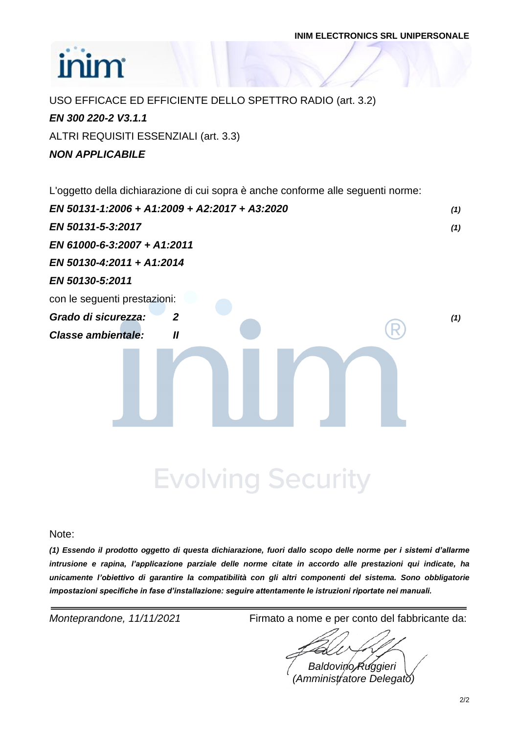USO EFFICACE ED EFFICIENTE DELLO SPETTRO RADIO (art. 3.2)

***EN 300 220-2 V3.1.1***

ALTRI REQUISITI ESSENZIALI (art. 3.3)

***NON APPLICABILE***

L'oggetto della dichiarazione di cui sopra è anche conforme alle seguenti norme:

***EN 50131-1:2006 + A1:2009 + A2:2017 + A3:2020*** ***(1)***

***EN 50131-5-3:2017*** ***(1)***

***EN 61000-6-3:2007 + A1:2011***

***EN 50130-4:2011 + A1:2014***

***EN 50130-5:2011***

con le seguenti prestazioni:

***Grado di sicurezza:*** ***2*** ***(1)***

***Classe ambientale:*** ***II***

Evolving Security

Note:

***(1) Essendo il prodotto oggetto di questa dichiarazione, fuori dallo scopo delle norme per i sistemi d'allarme intrusione e rapina, l'applicazione parziale delle norme citate in accordo alle prestazioni qui indicate, ha unicamente l'obiettivo di garantire la compatibilità con gli altri componenti del sistema. Sono obbligatorie impostazioni specifiche in fase d'installazione: seguire attentamente le istruzioni riportate nei manuali.***

---

*Monteprandone, 11/11/2021*

Firmato a nome e per conto del fabbricante da:

*Baldovino Ruggieri*
*(Amministratore Delegato)*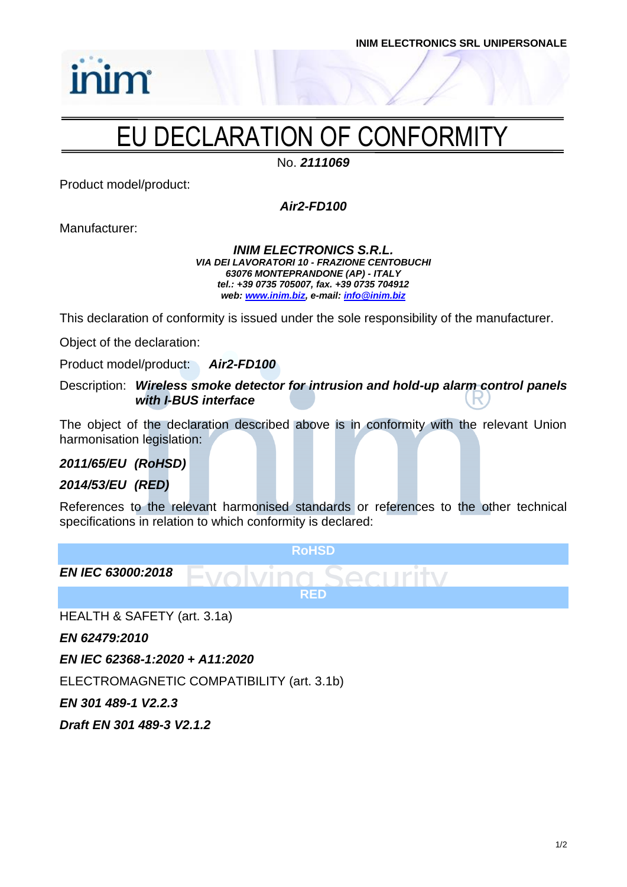INIM ELECTRONICS SRL UNIPERSONALE

# EU DECLARATION OF CONFORMITY

No. ***2111069***

Product model/product:

***Air2-FD100***

Manufacturer:

***INIM ELECTRONICS S.R.L.***
***VIA DEI LAVORATORI 10 - FRAZIONE CENTOBUCHI***
***63076 MONTEPRANDONE (AP) - ITALY***
***tel.: +39 0735 705007, fax. +39 0735 704912***
***web: www.inim.biz, e-mail: info@inim.biz***

This declaration of conformity is issued under the sole responsibility of the manufacturer.

Object of the declaration:

Product model/product: ***Air2-FD100***

Description: ***Wireless smoke detector for intrusion and hold-up alarm control panels with I-BUS interface***

The object of the declaration described above is in conformity with the relevant Union harmonisation legislation:

***2011/65/EU (RoHSD)***

***2014/53/EU (RED)***

References to the relevant harmonised standards or references to the other technical specifications in relation to which conformity is declared:

**RoHSD**

***EN IEC 63000:2018***

**RED**

HEALTH & SAFETY (art. 3.1a)

***EN 62479:2010***

***EN IEC 62368-1:2020 + A11:2020***

ELECTROMAGNETIC COMPATIBILITY (art. 3.1b)

***EN 301 489-1 V2.2.3***

***Draft EN 301 489-3 V2.1.2***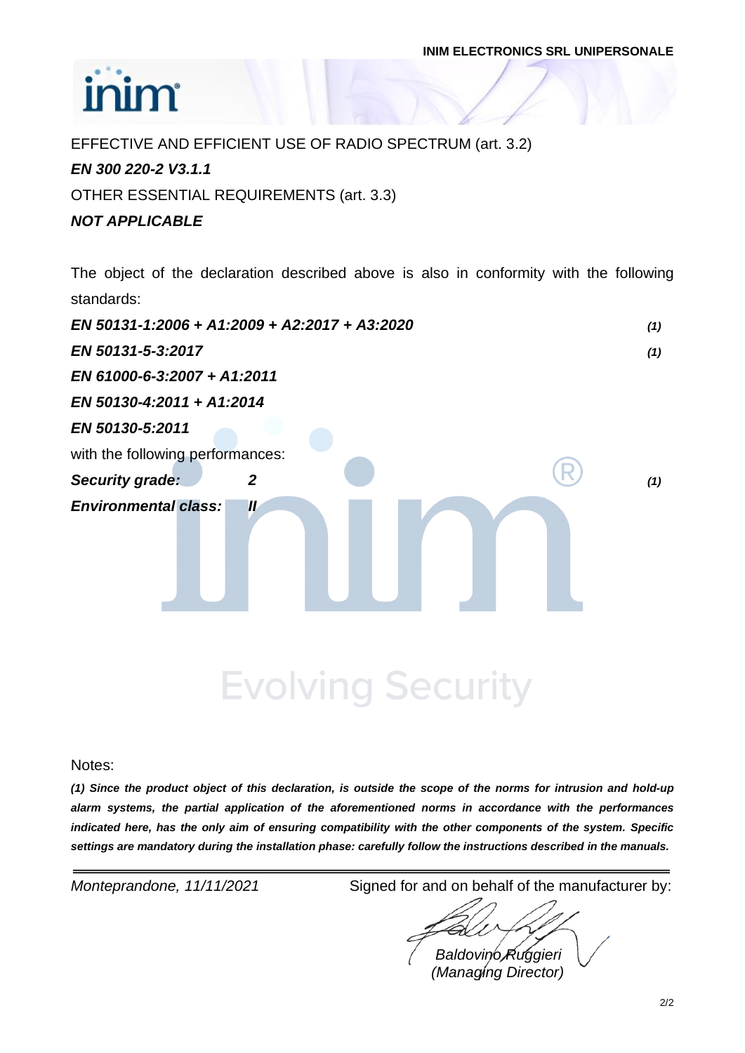EFFECTIVE AND EFFICIENT USE OF RADIO SPECTRUM (art. 3.2)

***EN 300 220-2 V3.1.1***

OTHER ESSENTIAL REQUIREMENTS (art. 3.3)

***NOT APPLICABLE***

The object of the declaration described above is also in conformity with the following standards:

***EN 50131-1:2006 + A1:2009 + A2:2017 + A3:2020*** ***(1)***

***EN 50131-5-3:2017*** ***(1)***

***EN 61000-6-3:2007 + A1:2011***

***EN 50130-4:2011 + A1:2014***

***EN 50130-5:2011***

with the following performances:

***Security grade:*** ***2*** ***(1)***

***Environmental class:*** ***II***

Evolving Security

Notes:

***(1) Since the product object of this declaration, is outside the scope of the norms for intrusion and hold-up alarm systems, the partial application of the aforementioned norms in accordance with the performances indicated here, has the only aim of ensuring compatibility with the other components of the system. Specific settings are mandatory during the installation phase: carefully follow the instructions described in the manuals.***

*Monteprandone, 11/11/2021*

Signed for and on behalf of the manufacturer by:

*Baldovino Ruggieri*
*(Managing Director)*